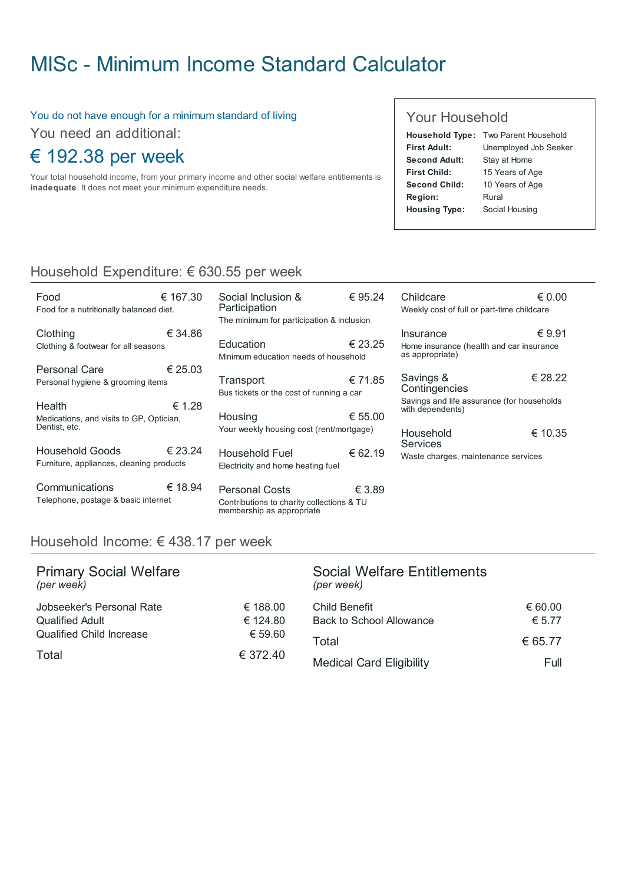# MISc - Minimum Income Standard Calculator

You do not have enough for a minimum standard of living

You need an additional:

## € 192.38 per week

Your total household income, from your primary income and other social welfare entitlements is **inadequate**. It does not meet your minimum expenditure needs.

## Your Household

| | |
|---|---|
| **Household Type:** | Two Parent Household |
| **First Adult:** | Unemployed Job Seeker |
| **Second Adult:** | Stay at Home |
| **First Child:** | 15 Years of Age |
| **Second Child:** | 10 Years of Age |
| **Region:** | Rural |
| **Housing Type:** | Social Housing |

## Household Expenditure: € 630.55 per week

| Item | Description | Amount |
|---|---|---|
| Food | Food for a nutritionally balanced diet. | € 167.30 |
| Clothing | Clothing & footwear for all seasons | € 34.86 |
| Personal Care | Personal hygiene & grooming items | € 25.03 |
| Health | Medications, and visits to GP, Optician, Dentist, etc. | € 1.28 |
| Household Goods | Furniture, appliances, cleaning products | € 23.24 |
| Communications | Telephone, postage & basic internet | € 18.94 |
| Social Inclusion & Participation | The minimum for participation & inclusion | € 95.24 |
| Education | Minimum education needs of household | € 23.25 |
| Transport | Bus tickets or the cost of running a car | € 71.85 |
| Housing | Your weekly housing cost (rent/mortgage) | € 55.00 |
| Household Fuel | Electricity and home heating fuel | € 62.19 |
| Personal Costs | Contributions to charity collections & TU membership as appropriate | € 3.89 |
| Childcare | Weekly cost of full or part-time childcare | € 0.00 |
| Insurance | Home insurance (health and car insurance as appropriate) | € 9.91 |
| Savings & Contingencies | Savings and life assurance (for households with dependents) | € 28.22 |
| Household Services | Waste charges, maintenance services | € 10.35 |

## Household Income: € 438.17 per week

### Primary Social Welfare
*(per week)*

| | |
|---|---|
| Jobseeker's Personal Rate | € 188.00 |
| Qualified Adult | € 124.80 |
| Qualified Child Increase | € 59.60 |
| Total | € 372.40 |

### Social Welfare Entitlements
*(per week)*

| | |
|---|---|
| Child Benefit | € 60.00 |
| Back to School Allowance | € 5.77 |
| Total | € 65.77 |
| Medical Card Eligibility | Full |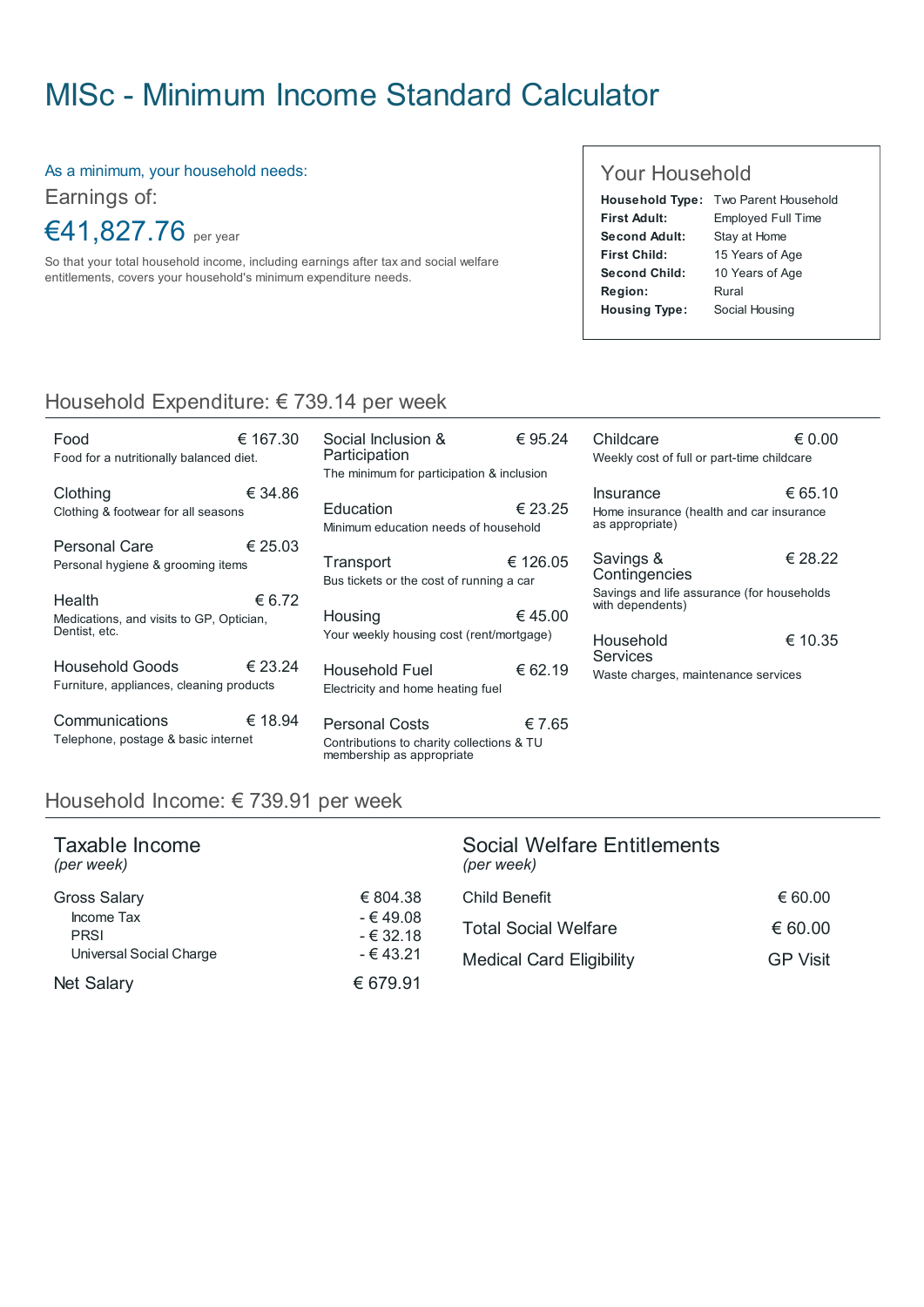# MISc - Minimum Income Standard Calculator

As a minimum, your household needs:

Earnings of:

**€41,827.76** per year

So that your total household income, including earnings after tax and social welfare entitlements, covers your household's minimum expenditure needs.

## Your Household

| | |
|---|---|
| **Household Type:** | Two Parent Household |
| **First Adult:** | Employed Full Time |
| **Second Adult:** | Stay at Home |
| **First Child:** | 15 Years of Age |
| **Second Child:** | 10 Years of Age |
| **Region:** | Rural |
| **Housing Type:** | Social Housing |

## Household Expenditure: € 739.14 per week

| Category | Description | Amount |
|---|---|---|
| Food | Food for a nutritionally balanced diet. | € 167.30 |
| Clothing | Clothing & footwear for all seasons | € 34.86 |
| Personal Care | Personal hygiene & grooming items | € 25.03 |
| Health | Medications, and visits to GP, Optician, Dentist, etc. | € 6.72 |
| Household Goods | Furniture, appliances, cleaning products | € 23.24 |
| Communications | Telephone, postage & basic internet | € 18.94 |
| Social Inclusion & Participation | The minimum for participation & inclusion | € 95.24 |
| Education | Minimum education needs of household | € 23.25 |
| Transport | Bus tickets or the cost of running a car | € 126.05 |
| Housing | Your weekly housing cost (rent/mortgage) | € 45.00 |
| Household Fuel | Electricity and home heating fuel | € 62.19 |
| Personal Costs | Contributions to charity collections & TU membership as appropriate | € 7.65 |
| Childcare | Weekly cost of full or part-time childcare | € 0.00 |
| Insurance | Home insurance (health and car insurance as appropriate) | € 65.10 |
| Savings & Contingencies | Savings and life assurance (for households with dependents) | € 28.22 |
| Household Services | Waste charges, maintenance services | € 10.35 |

## Household Income: € 739.91 per week

### Taxable Income
*(per week)*

| | |
|---|---|
| Gross Salary | € 804.38 |
| Income Tax | - € 49.08 |
| PRSI | - € 32.18 |
| Universal Social Charge | - € 43.21 |
| Net Salary | € 679.91 |

### Social Welfare Entitlements
*(per week)*

| | |
|---|---|
| Child Benefit | € 60.00 |
| Total Social Welfare | € 60.00 |
| Medical Card Eligibility | GP Visit |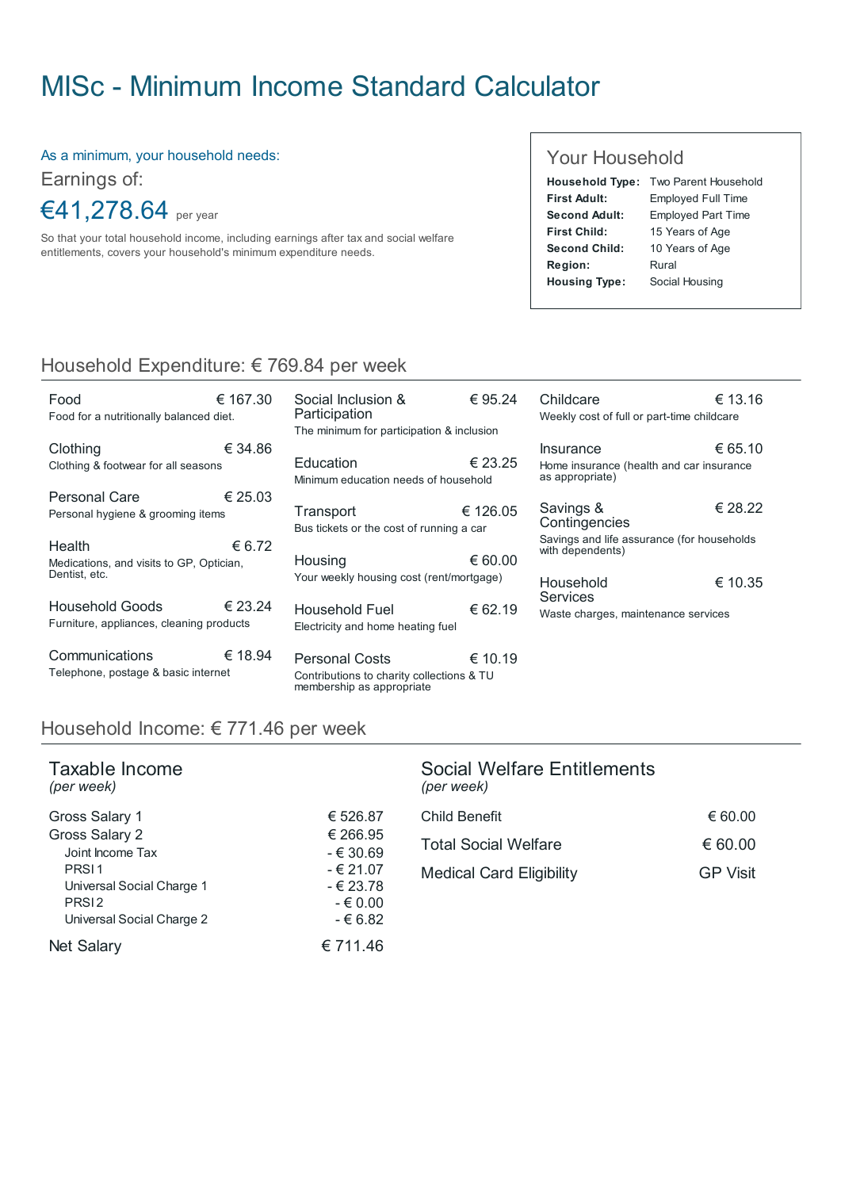# MISc - Minimum Income Standard Calculator

As a minimum, your household needs:

Earnings of:

**€41,278.64** per year

So that your total household income, including earnings after tax and social welfare entitlements, covers your household's minimum expenditure needs.

## Your Household

| | |
|---|---|
| **Household Type:** | Two Parent Household |
| **First Adult:** | Employed Full Time |
| **Second Adult:** | Employed Part Time |
| **First Child:** | 15 Years of Age |
| **Second Child:** | 10 Years of Age |
| **Region:** | Rural |
| **Housing Type:** | Social Housing |

## Household Expenditure: € 769.84 per week

| Category | Description | Amount |
|---|---|---|
| Food | Food for a nutritionally balanced diet. | € 167.30 |
| Clothing | Clothing & footwear for all seasons | € 34.86 |
| Personal Care | Personal hygiene & grooming items | € 25.03 |
| Health | Medications, and visits to GP, Optician, Dentist, etc. | € 6.72 |
| Household Goods | Furniture, appliances, cleaning products | € 23.24 |
| Communications | Telephone, postage & basic internet | € 18.94 |
| Social Inclusion & Participation | The minimum for participation & inclusion | € 95.24 |
| Education | Minimum education needs of household | € 23.25 |
| Transport | Bus tickets or the cost of running a car | € 126.05 |
| Housing | Your weekly housing cost (rent/mortgage) | € 60.00 |
| Household Fuel | Electricity and home heating fuel | € 62.19 |
| Personal Costs | Contributions to charity collections & TU membership as appropriate | € 10.19 |
| Childcare | Weekly cost of full or part-time childcare | € 13.16 |
| Insurance | Home insurance (health and car insurance as appropriate) | € 65.10 |
| Savings & Contingencies | Savings and life assurance (for households with dependents) | € 28.22 |
| Household Services | Waste charges, maintenance services | € 10.35 |

## Household Income: € 771.46 per week

### Taxable Income
*(per week)*

| | |
|---|---|
| Gross Salary 1 | € 526.87 |
| Gross Salary 2 | € 266.95 |
| Joint Income Tax | - € 30.69 |
| PRSI 1 | - € 21.07 |
| Universal Social Charge 1 | - € 23.78 |
| PRSI 2 | - € 0.00 |
| Universal Social Charge 2 | - € 6.82 |
| Net Salary | € 711.46 |

### Social Welfare Entitlements
*(per week)*

| | |
|---|---|
| Child Benefit | € 60.00 |
| Total Social Welfare | € 60.00 |
| Medical Card Eligibility | GP Visit |